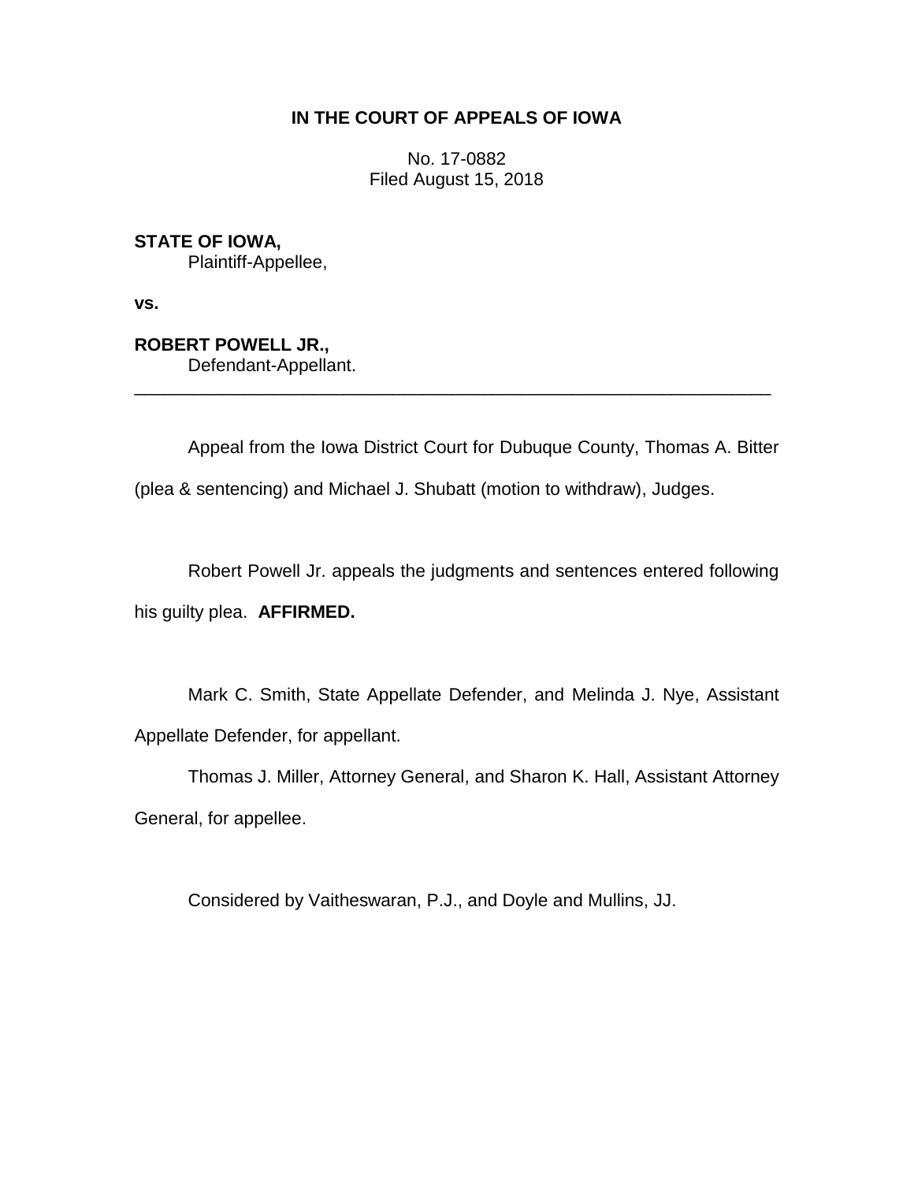**IN THE COURT OF APPEALS OF IOWA**

No. 17-0882
Filed August 15, 2018

**STATE OF IOWA,**
Plaintiff-Appellee,

**vs.**

**ROBERT POWELL JR.,**
Defendant-Appellant.

---

Appeal from the Iowa District Court for Dubuque County, Thomas A. Bitter (plea & sentencing) and Michael J. Shubatt (motion to withdraw), Judges.

Robert Powell Jr. appeals the judgments and sentences entered following his guilty plea. **AFFIRMED.**

Mark C. Smith, State Appellate Defender, and Melinda J. Nye, Assistant Appellate Defender, for appellant.

Thomas J. Miller, Attorney General, and Sharon K. Hall, Assistant Attorney General, for appellee.

Considered by Vaitheswaran, P.J., and Doyle and Mullins, JJ.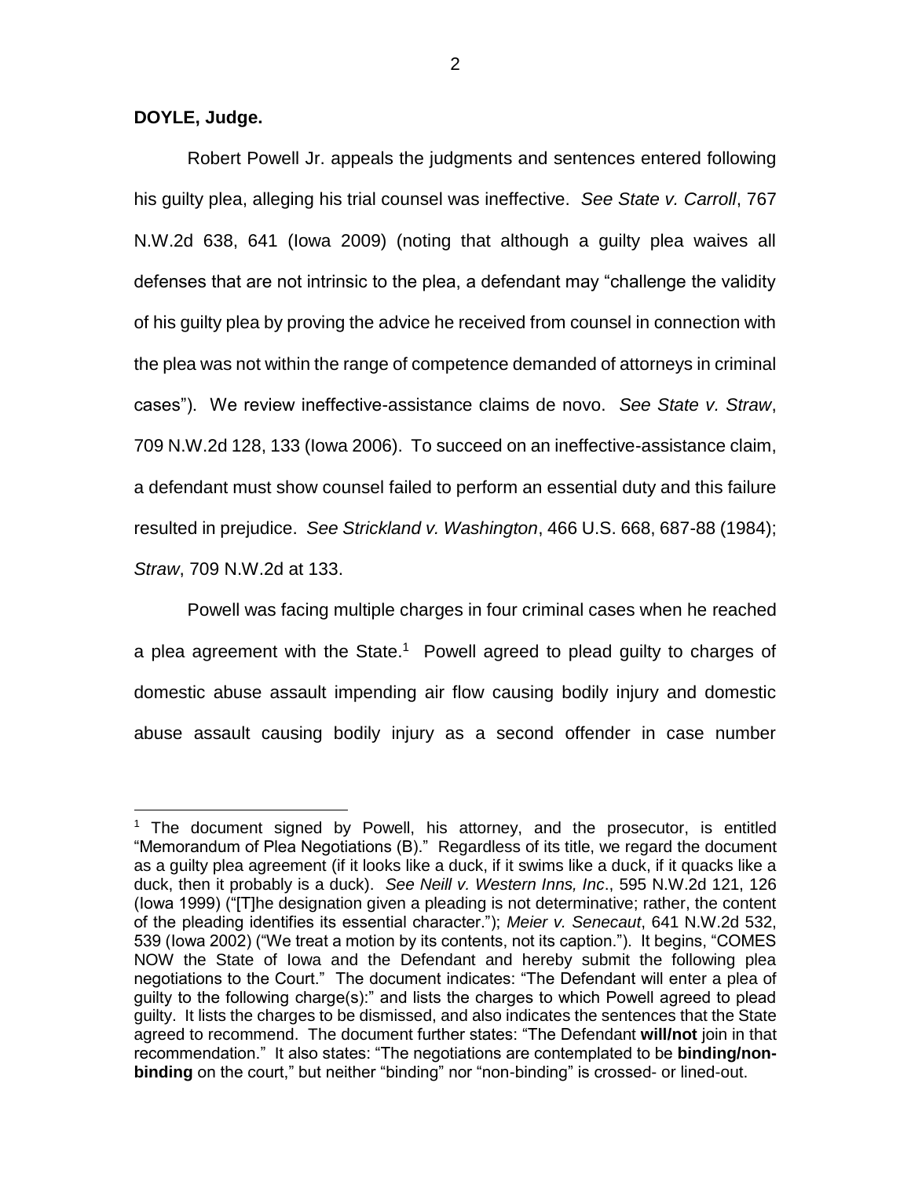**DOYLE, Judge.**

Robert Powell Jr. appeals the judgments and sentences entered following his guilty plea, alleging his trial counsel was ineffective. *See State v. Carroll*, 767 N.W.2d 638, 641 (Iowa 2009) (noting that although a guilty plea waives all defenses that are not intrinsic to the plea, a defendant may "challenge the validity of his guilty plea by proving the advice he received from counsel in connection with the plea was not within the range of competence demanded of attorneys in criminal cases"). We review ineffective-assistance claims de novo. *See State v. Straw*, 709 N.W.2d 128, 133 (Iowa 2006). To succeed on an ineffective-assistance claim, a defendant must show counsel failed to perform an essential duty and this failure resulted in prejudice. *See Strickland v. Washington*, 466 U.S. 668, 687-88 (1984); *Straw*, 709 N.W.2d at 133.

Powell was facing multiple charges in four criminal cases when he reached a plea agreement with the State.[1] Powell agreed to plead guilty to charges of domestic abuse assault impending air flow causing bodily injury and domestic abuse assault causing bodily injury as a second offender in case number

---

[1] The document signed by Powell, his attorney, and the prosecutor, is entitled "Memorandum of Plea Negotiations (B)." Regardless of its title, we regard the document as a guilty plea agreement (if it looks like a duck, if it swims like a duck, if it quacks like a duck, then it probably is a duck). *See Neill v. Western Inns, Inc*., 595 N.W.2d 121, 126 (Iowa 1999) ("[T]he designation given a pleading is not determinative; rather, the content of the pleading identifies its essential character."); *Meier v. Senecaut*, 641 N.W.2d 532, 539 (Iowa 2002) ("We treat a motion by its contents, not its caption."). It begins, "COMES NOW the State of Iowa and the Defendant and hereby submit the following plea negotiations to the Court." The document indicates: "The Defendant will enter a plea of guilty to the following charge(s):" and lists the charges to which Powell agreed to plead guilty. It lists the charges to be dismissed, and also indicates the sentences that the State agreed to recommend. The document further states: "The Defendant **will/not** join in that recommendation." It also states: "The negotiations are contemplated to be **binding/non-binding** on the court," but neither "binding" nor "non-binding" is crossed- or lined-out.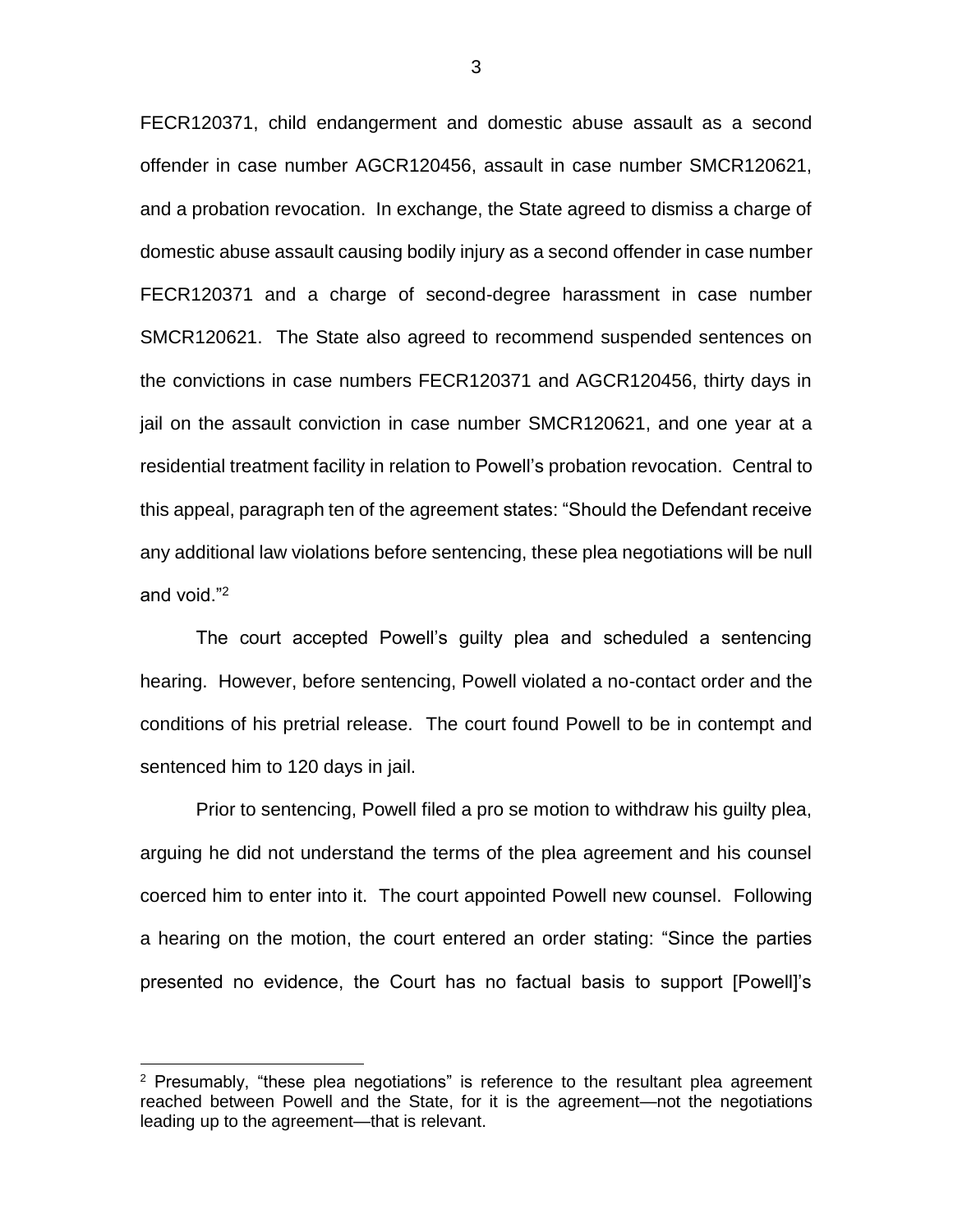FECR120371, child endangerment and domestic abuse assault as a second offender in case number AGCR120456, assault in case number SMCR120621, and a probation revocation. In exchange, the State agreed to dismiss a charge of domestic abuse assault causing bodily injury as a second offender in case number FECR120371 and a charge of second-degree harassment in case number SMCR120621. The State also agreed to recommend suspended sentences on the convictions in case numbers FECR120371 and AGCR120456, thirty days in jail on the assault conviction in case number SMCR120621, and one year at a residential treatment facility in relation to Powell's probation revocation. Central to this appeal, paragraph ten of the agreement states: "Should the Defendant receive any additional law violations before sentencing, these plea negotiations will be null and void."[2]

The court accepted Powell's guilty plea and scheduled a sentencing hearing. However, before sentencing, Powell violated a no-contact order and the conditions of his pretrial release. The court found Powell to be in contempt and sentenced him to 120 days in jail.

Prior to sentencing, Powell filed a pro se motion to withdraw his guilty plea, arguing he did not understand the terms of the plea agreement and his counsel coerced him to enter into it. The court appointed Powell new counsel. Following a hearing on the motion, the court entered an order stating: "Since the parties presented no evidence, the Court has no factual basis to support [Powell]'s

[2] Presumably, "these plea negotiations" is reference to the resultant plea agreement reached between Powell and the State, for it is the agreement—not the negotiations leading up to the agreement—that is relevant.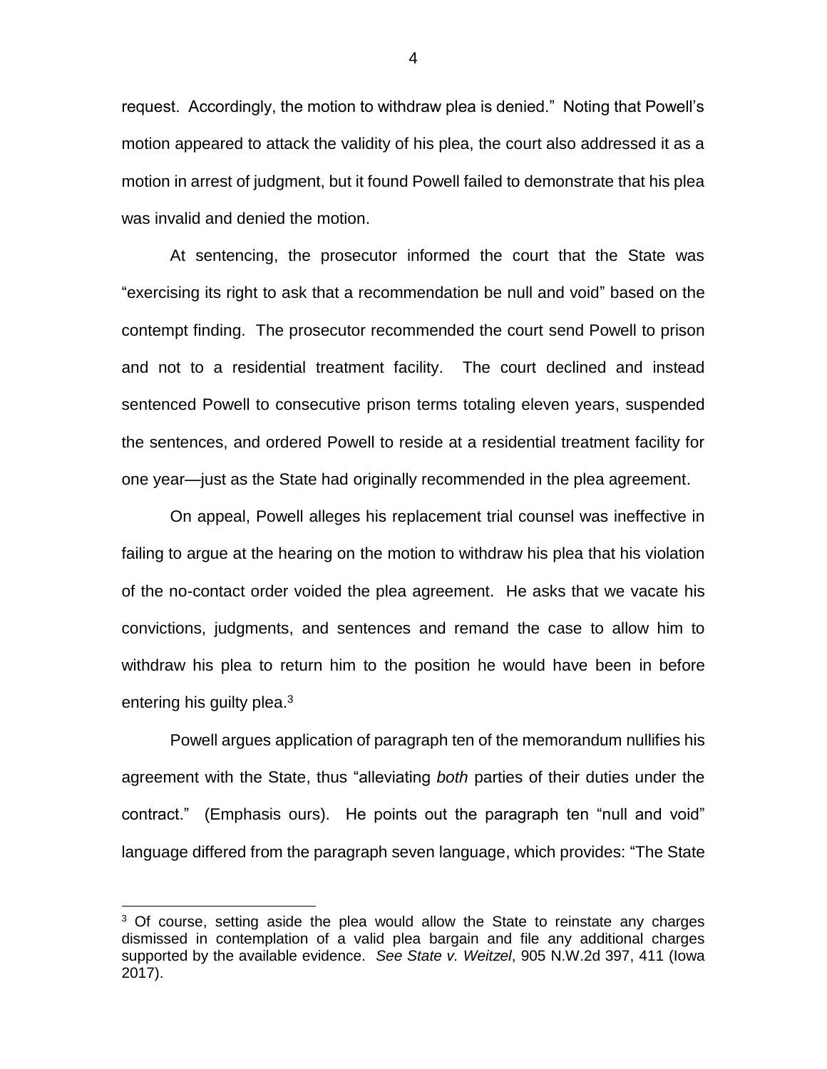request. Accordingly, the motion to withdraw plea is denied." Noting that Powell's motion appeared to attack the validity of his plea, the court also addressed it as a motion in arrest of judgment, but it found Powell failed to demonstrate that his plea was invalid and denied the motion.

At sentencing, the prosecutor informed the court that the State was "exercising its right to ask that a recommendation be null and void" based on the contempt finding. The prosecutor recommended the court send Powell to prison and not to a residential treatment facility. The court declined and instead sentenced Powell to consecutive prison terms totaling eleven years, suspended the sentences, and ordered Powell to reside at a residential treatment facility for one year—just as the State had originally recommended in the plea agreement.

On appeal, Powell alleges his replacement trial counsel was ineffective in failing to argue at the hearing on the motion to withdraw his plea that his violation of the no-contact order voided the plea agreement. He asks that we vacate his convictions, judgments, and sentences and remand the case to allow him to withdraw his plea to return him to the position he would have been in before entering his guilty plea.[3]

Powell argues application of paragraph ten of the memorandum nullifies his agreement with the State, thus "alleviating *both* parties of their duties under the contract." (Emphasis ours). He points out the paragraph ten "null and void" language differed from the paragraph seven language, which provides: "The State

[3] Of course, setting aside the plea would allow the State to reinstate any charges dismissed in contemplation of a valid plea bargain and file any additional charges supported by the available evidence. *See State v. Weitzel*, 905 N.W.2d 397, 411 (Iowa 2017).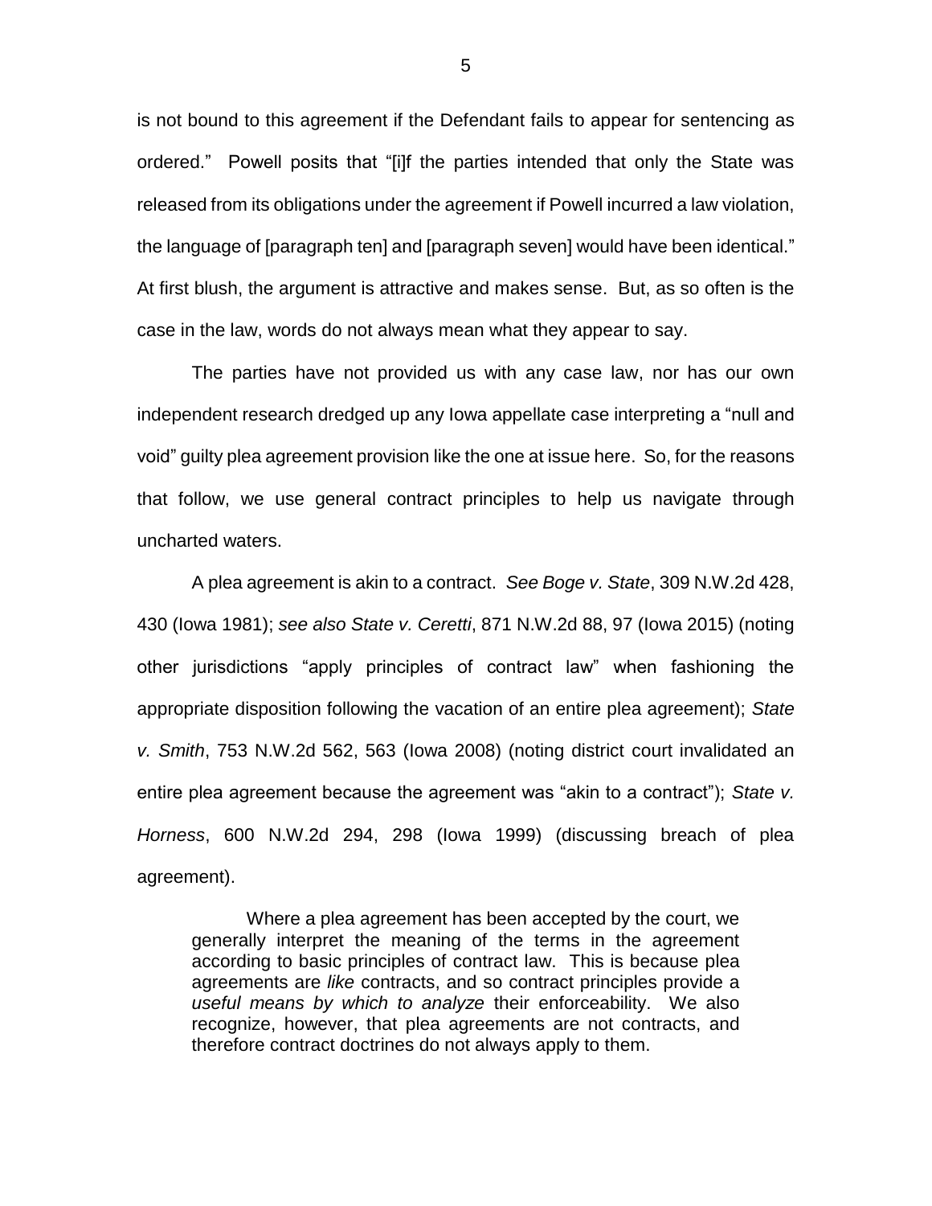is not bound to this agreement if the Defendant fails to appear for sentencing as ordered." Powell posits that "[i]f the parties intended that only the State was released from its obligations under the agreement if Powell incurred a law violation, the language of [paragraph ten] and [paragraph seven] would have been identical." At first blush, the argument is attractive and makes sense. But, as so often is the case in the law, words do not always mean what they appear to say.

The parties have not provided us with any case law, nor has our own independent research dredged up any Iowa appellate case interpreting a "null and void" guilty plea agreement provision like the one at issue here. So, for the reasons that follow, we use general contract principles to help us navigate through uncharted waters.

A plea agreement is akin to a contract. *See Boge v. State*, 309 N.W.2d 428, 430 (Iowa 1981); *see also State v. Ceretti*, 871 N.W.2d 88, 97 (Iowa 2015) (noting other jurisdictions "apply principles of contract law" when fashioning the appropriate disposition following the vacation of an entire plea agreement); *State v. Smith*, 753 N.W.2d 562, 563 (Iowa 2008) (noting district court invalidated an entire plea agreement because the agreement was "akin to a contract"); *State v. Horness*, 600 N.W.2d 294, 298 (Iowa 1999) (discussing breach of plea agreement).

> Where a plea agreement has been accepted by the court, we generally interpret the meaning of the terms in the agreement according to basic principles of contract law. This is because plea agreements are *like* contracts, and so contract principles provide a *useful means by which to analyze* their enforceability. We also recognize, however, that plea agreements are not contracts, and therefore contract doctrines do not always apply to them.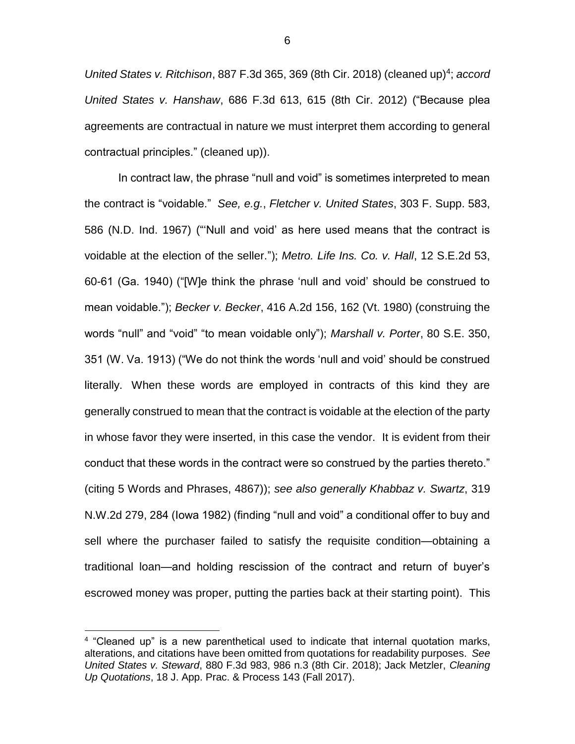*United States v. Ritchison*, 887 F.3d 365, 369 (8th Cir. 2018) (cleaned up)[4]; *accord United States v. Hanshaw*, 686 F.3d 613, 615 (8th Cir. 2012) ("Because plea agreements are contractual in nature we must interpret them according to general contractual principles." (cleaned up)).

In contract law, the phrase "null and void" is sometimes interpreted to mean the contract is "voidable." *See, e.g.*, *Fletcher v. United States*, 303 F. Supp. 583, 586 (N.D. Ind. 1967) ("'Null and void' as here used means that the contract is voidable at the election of the seller."); *Metro. Life Ins. Co. v. Hall*, 12 S.E.2d 53, 60-61 (Ga. 1940) ("[W]e think the phrase 'null and void' should be construed to mean voidable."); *Becker v. Becker*, 416 A.2d 156, 162 (Vt. 1980) (construing the words "null" and "void" "to mean voidable only"); *Marshall v. Porter*, 80 S.E. 350, 351 (W. Va. 1913) ("We do not think the words 'null and void' should be construed literally. When these words are employed in contracts of this kind they are generally construed to mean that the contract is voidable at the election of the party in whose favor they were inserted, in this case the vendor. It is evident from their conduct that these words in the contract were so construed by the parties thereto." (citing 5 Words and Phrases, 4867)); *see also generally Khabbaz v. Swartz*, 319 N.W.2d 279, 284 (Iowa 1982) (finding "null and void" a conditional offer to buy and sell where the purchaser failed to satisfy the requisite condition—obtaining a traditional loan—and holding rescission of the contract and return of buyer's escrowed money was proper, putting the parties back at their starting point). This

[4] "Cleaned up" is a new parenthetical used to indicate that internal quotation marks, alterations, and citations have been omitted from quotations for readability purposes. *See United States v. Steward*, 880 F.3d 983, 986 n.3 (8th Cir. 2018); Jack Metzler, *Cleaning Up Quotations*, 18 J. App. Prac. & Process 143 (Fall 2017).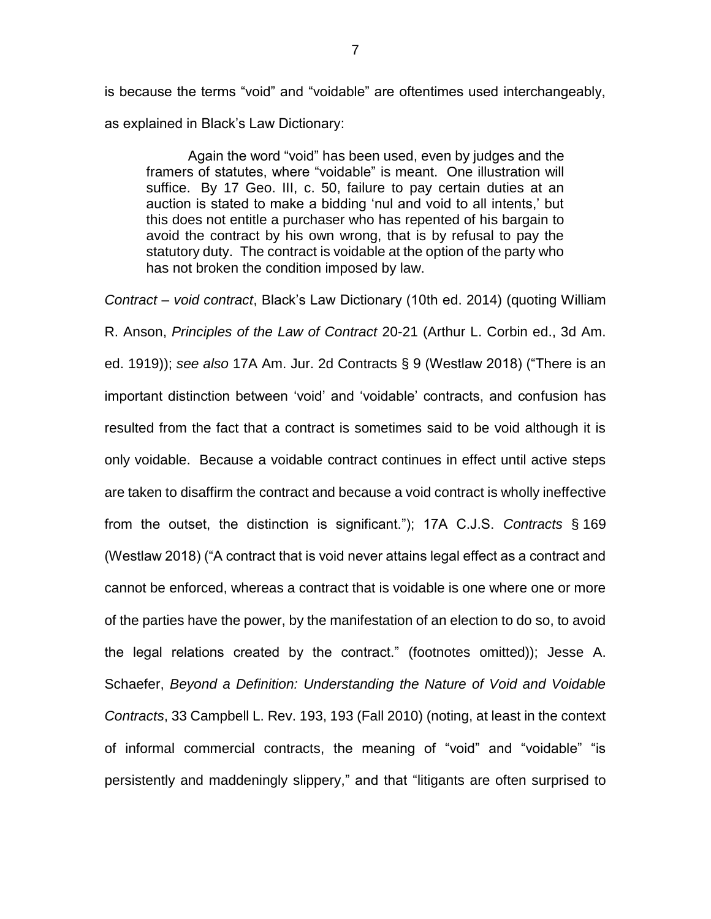is because the terms "void" and "voidable" are oftentimes used interchangeably, as explained in Black's Law Dictionary:

> Again the word "void" has been used, even by judges and the framers of statutes, where "voidable" is meant. One illustration will suffice. By 17 Geo. III, c. 50, failure to pay certain duties at an auction is stated to make a bidding 'nul and void to all intents,' but this does not entitle a purchaser who has repented of his bargain to avoid the contract by his own wrong, that is by refusal to pay the statutory duty. The contract is voidable at the option of the party who has not broken the condition imposed by law.

*Contract – void contract*, Black's Law Dictionary (10th ed. 2014) (quoting William R. Anson, *Principles of the Law of Contract* 20-21 (Arthur L. Corbin ed., 3d Am. ed. 1919)); *see also* 17A Am. Jur. 2d Contracts § 9 (Westlaw 2018) ("There is an important distinction between 'void' and 'voidable' contracts, and confusion has resulted from the fact that a contract is sometimes said to be void although it is only voidable. Because a voidable contract continues in effect until active steps are taken to disaffirm the contract and because a void contract is wholly ineffective from the outset, the distinction is significant."); 17A C.J.S. *Contracts* § 169 (Westlaw 2018) ("A contract that is void never attains legal effect as a contract and cannot be enforced, whereas a contract that is voidable is one where one or more of the parties have the power, by the manifestation of an election to do so, to avoid the legal relations created by the contract." (footnotes omitted)); Jesse A. Schaefer, *Beyond a Definition: Understanding the Nature of Void and Voidable Contracts*, 33 Campbell L. Rev. 193, 193 (Fall 2010) (noting, at least in the context of informal commercial contracts, the meaning of "void" and "voidable" "is persistently and maddeningly slippery," and that "litigants are often surprised to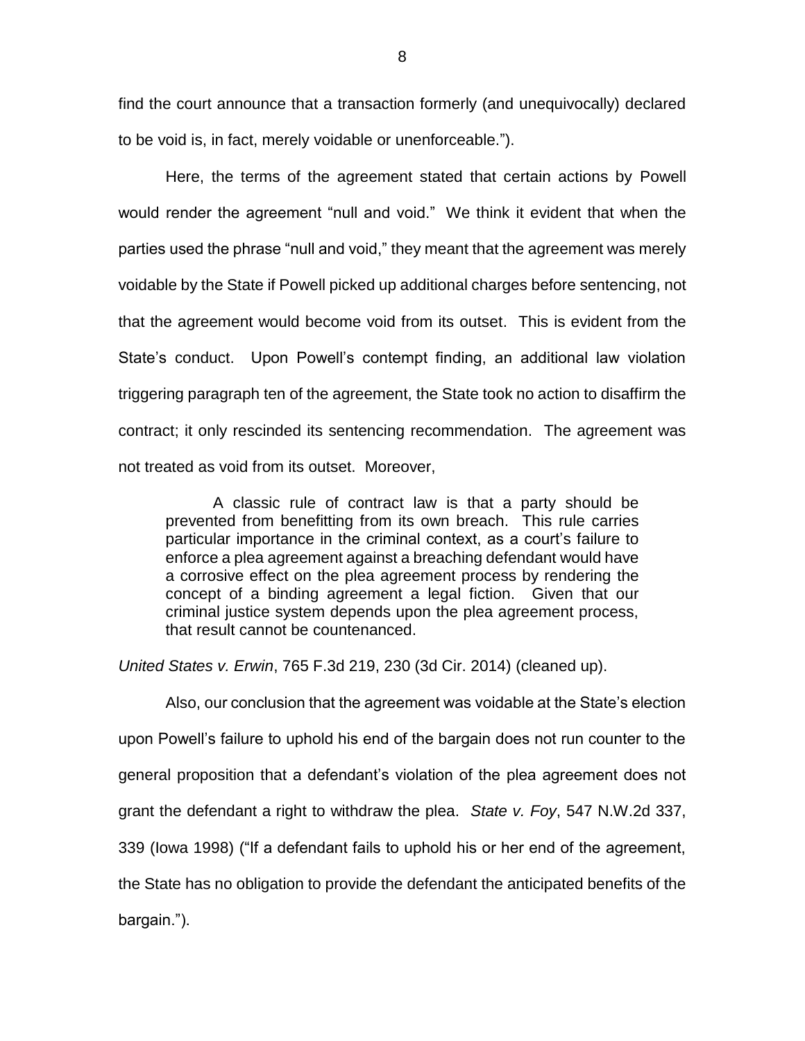find the court announce that a transaction formerly (and unequivocally) declared to be void is, in fact, merely voidable or unenforceable.").

Here, the terms of the agreement stated that certain actions by Powell would render the agreement "null and void." We think it evident that when the parties used the phrase "null and void," they meant that the agreement was merely voidable by the State if Powell picked up additional charges before sentencing, not that the agreement would become void from its outset. This is evident from the State's conduct. Upon Powell's contempt finding, an additional law violation triggering paragraph ten of the agreement, the State took no action to disaffirm the contract; it only rescinded its sentencing recommendation. The agreement was not treated as void from its outset. Moreover,

> A classic rule of contract law is that a party should be prevented from benefitting from its own breach. This rule carries particular importance in the criminal context, as a court's failure to enforce a plea agreement against a breaching defendant would have a corrosive effect on the plea agreement process by rendering the concept of a binding agreement a legal fiction. Given that our criminal justice system depends upon the plea agreement process, that result cannot be countenanced.

*United States v. Erwin*, 765 F.3d 219, 230 (3d Cir. 2014) (cleaned up).

Also, our conclusion that the agreement was voidable at the State's election upon Powell's failure to uphold his end of the bargain does not run counter to the general proposition that a defendant's violation of the plea agreement does not grant the defendant a right to withdraw the plea. *State v. Foy*, 547 N.W.2d 337, 339 (Iowa 1998) ("If a defendant fails to uphold his or her end of the agreement, the State has no obligation to provide the defendant the anticipated benefits of the bargain.").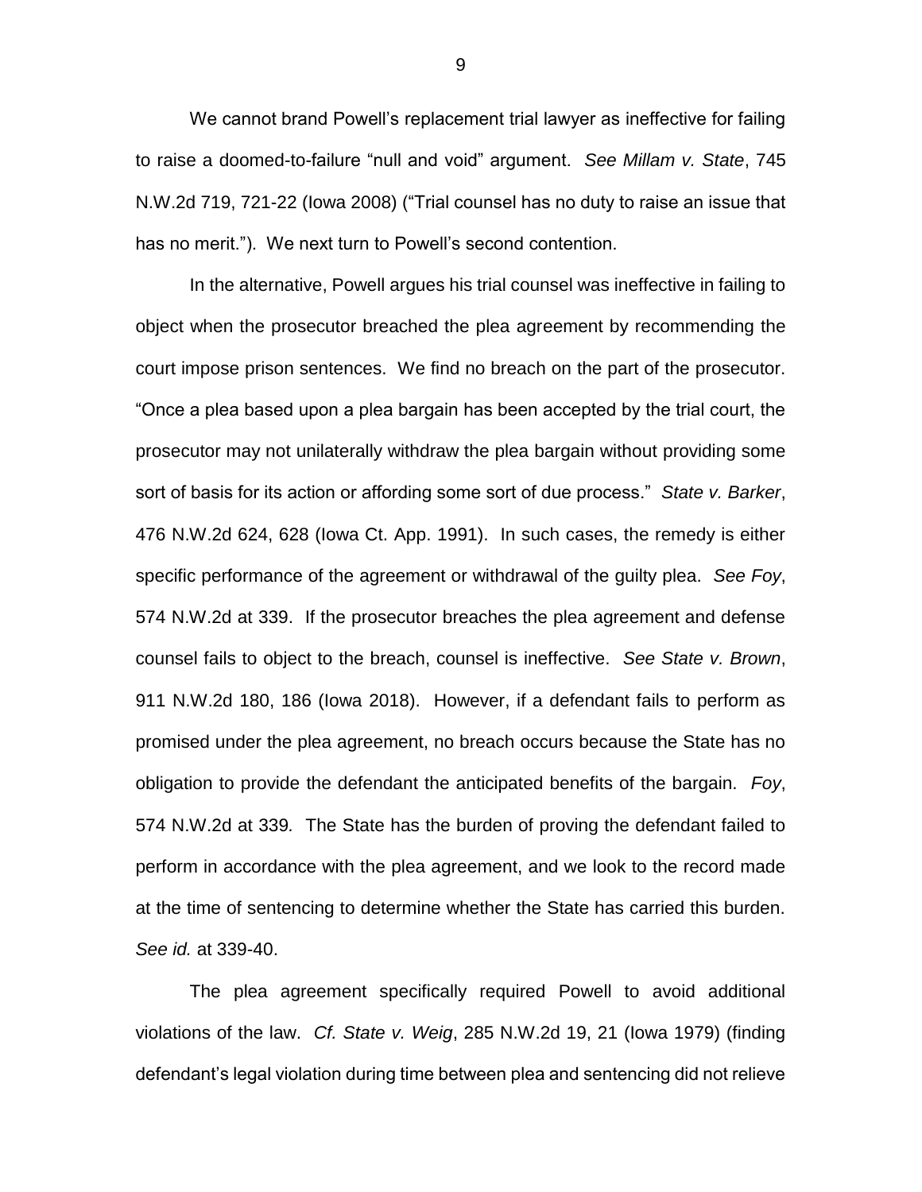We cannot brand Powell's replacement trial lawyer as ineffective for failing to raise a doomed-to-failure "null and void" argument. *See Millam v. State*, 745 N.W.2d 719, 721-22 (Iowa 2008) ("Trial counsel has no duty to raise an issue that has no merit."). We next turn to Powell's second contention.

In the alternative, Powell argues his trial counsel was ineffective in failing to object when the prosecutor breached the plea agreement by recommending the court impose prison sentences. We find no breach on the part of the prosecutor. "Once a plea based upon a plea bargain has been accepted by the trial court, the prosecutor may not unilaterally withdraw the plea bargain without providing some sort of basis for its action or affording some sort of due process." *State v. Barker*, 476 N.W.2d 624, 628 (Iowa Ct. App. 1991). In such cases, the remedy is either specific performance of the agreement or withdrawal of the guilty plea. *See Foy*, 574 N.W.2d at 339. If the prosecutor breaches the plea agreement and defense counsel fails to object to the breach, counsel is ineffective. *See State v. Brown*, 911 N.W.2d 180, 186 (Iowa 2018). However, if a defendant fails to perform as promised under the plea agreement, no breach occurs because the State has no obligation to provide the defendant the anticipated benefits of the bargain. *Foy*, 574 N.W.2d at 339*.* The State has the burden of proving the defendant failed to perform in accordance with the plea agreement, and we look to the record made at the time of sentencing to determine whether the State has carried this burden. *See id.* at 339-40.

The plea agreement specifically required Powell to avoid additional violations of the law. *Cf. State v. Weig*, 285 N.W.2d 19, 21 (Iowa 1979) (finding defendant's legal violation during time between plea and sentencing did not relieve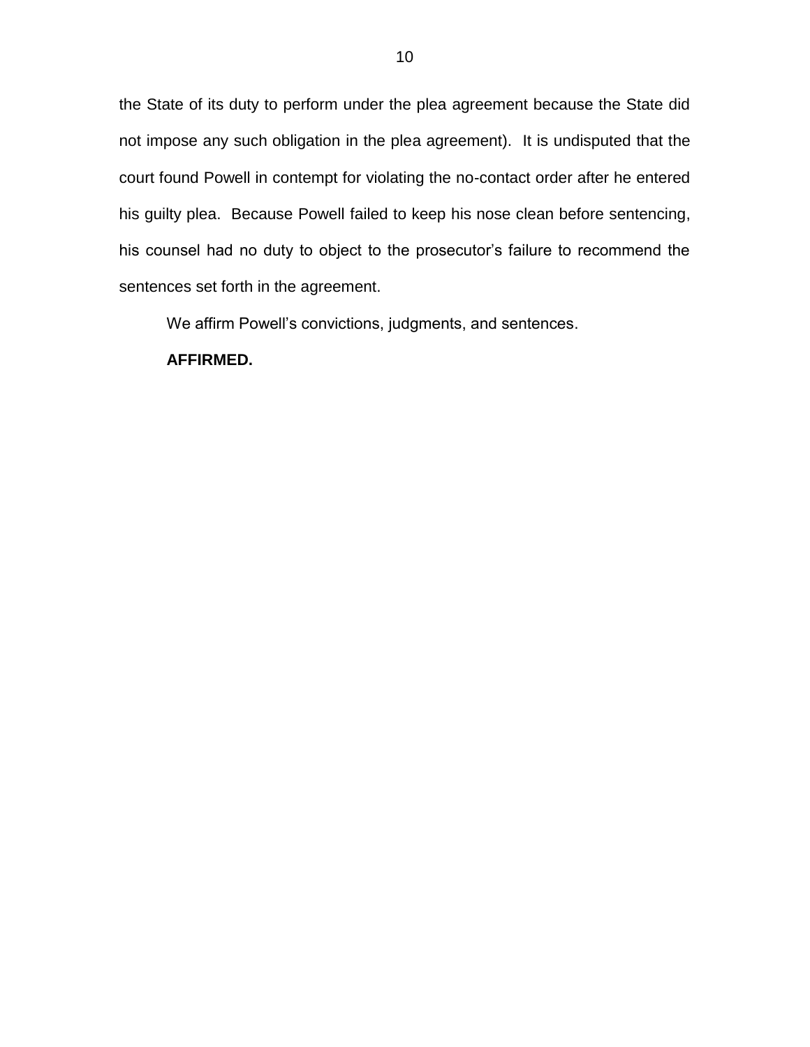the State of its duty to perform under the plea agreement because the State did not impose any such obligation in the plea agreement). It is undisputed that the court found Powell in contempt for violating the no-contact order after he entered his guilty plea. Because Powell failed to keep his nose clean before sentencing, his counsel had no duty to object to the prosecutor's failure to recommend the sentences set forth in the agreement.

We affirm Powell's convictions, judgments, and sentences.

**AFFIRMED.**